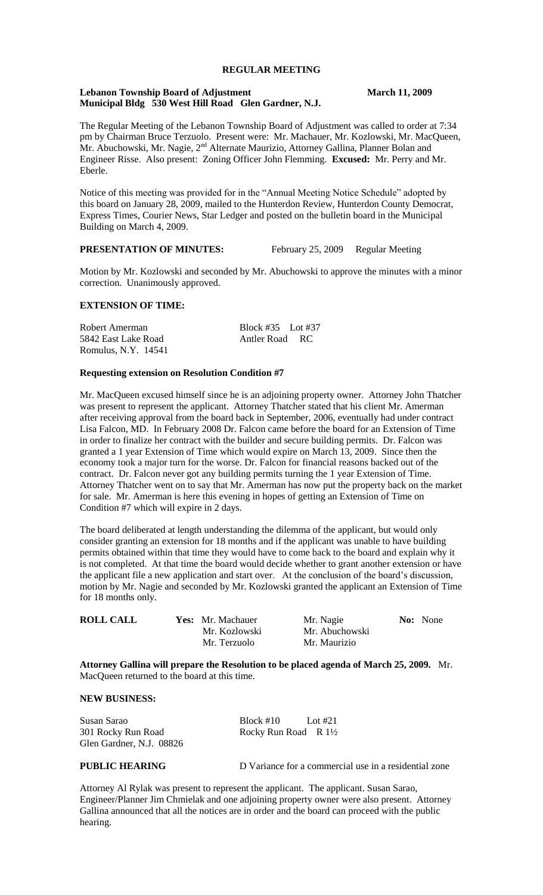# REGULAR MEETING

**Lebanon Township Board of Adjustment** **March 11, 2009**
**Municipal Bldg 530 West Hill Road Glen Gardner, N.J.**

The Regular Meeting of the Lebanon Township Board of Adjustment was called to order at 7:34 pm by Chairman Bruce Terzuolo. Present were: Mr. Machauer, Mr. Kozlowski, Mr. MacQueen, Mr. Abuchowski, Mr. Nagie, 2nd Alternate Maurizio, Attorney Gallina, Planner Bolan and Engineer Risse. Also present: Zoning Officer John Flemming. **Excused:** Mr. Perry and Mr. Eberle.

Notice of this meeting was provided for in the "Annual Meeting Notice Schedule" adopted by this board on January 28, 2009, mailed to the Hunterdon Review, Hunterdon County Democrat, Express Times, Courier News, Star Ledger and posted on the bulletin board in the Municipal Building on March 4, 2009.

**PRESENTATION OF MINUTES:** February 25, 2009 Regular Meeting

Motion by Mr. Kozlowski and seconded by Mr. Abuchowski to approve the minutes with a minor correction. Unanimously approved.

**EXTENSION OF TIME:**

Robert Amerman — Block #35 Lot #37
5842 East Lake Road — Antler Road RC
Romulus, N.Y. 14541

**Requesting extension on Resolution Condition #7**

Mr. MacQueen excused himself since he is an adjoining property owner. Attorney John Thatcher was present to represent the applicant. Attorney Thatcher stated that his client Mr. Amerman after receiving approval from the board back in September, 2006, eventually had under contract Lisa Falcon, MD. In February 2008 Dr. Falcon came before the board for an Extension of Time in order to finalize her contract with the builder and secure building permits. Dr. Falcon was granted a 1 year Extension of Time which would expire on March 13, 2009. Since then the economy took a major turn for the worse. Dr. Falcon for financial reasons backed out of the contract. Dr. Falcon never got any building permits turning the 1 year Extension of Time. Attorney Thatcher went on to say that Mr. Amerman has now put the property back on the market for sale. Mr. Amerman is here this evening in hopes of getting an Extension of Time on Condition #7 which will expire in 2 days.

The board deliberated at length understanding the dilemma of the applicant, but would only consider granting an extension for 18 months and if the applicant was unable to have building permits obtained within that time they would have to come back to the board and explain why it is not completed. At that time the board would decide whether to grant another extension or have the applicant file a new application and start over. At the conclusion of the board's discussion, motion by Mr. Nagie and seconded by Mr. Kozlowski granted the applicant an Extension of Time for 18 months only.

| ROLL CALL | Yes: | | No: |
|---|---|---|---|
| | Mr. Machauer | Mr. Nagie | None |
| | Mr. Kozlowski | Mr. Abuchowski | |
| | Mr. Terzuolo | Mr. Maurizio | |

**Attorney Gallina will prepare the Resolution to be placed agenda of March 25, 2009.** Mr. MacQueen returned to the board at this time.

**NEW BUSINESS:**

Susan Sarao — Block #10 Lot #21
301 Rocky Run Road — Rocky Run Road R 1½
Glen Gardner, N.J. 08826

**PUBLIC HEARING** — D Variance for a commercial use in a residential zone

Attorney Al Rylak was present to represent the applicant. The applicant. Susan Sarao, Engineer/Planner Jim Chmielak and one adjoining property owner were also present. Attorney Gallina announced that all the notices are in order and the board can proceed with the public hearing.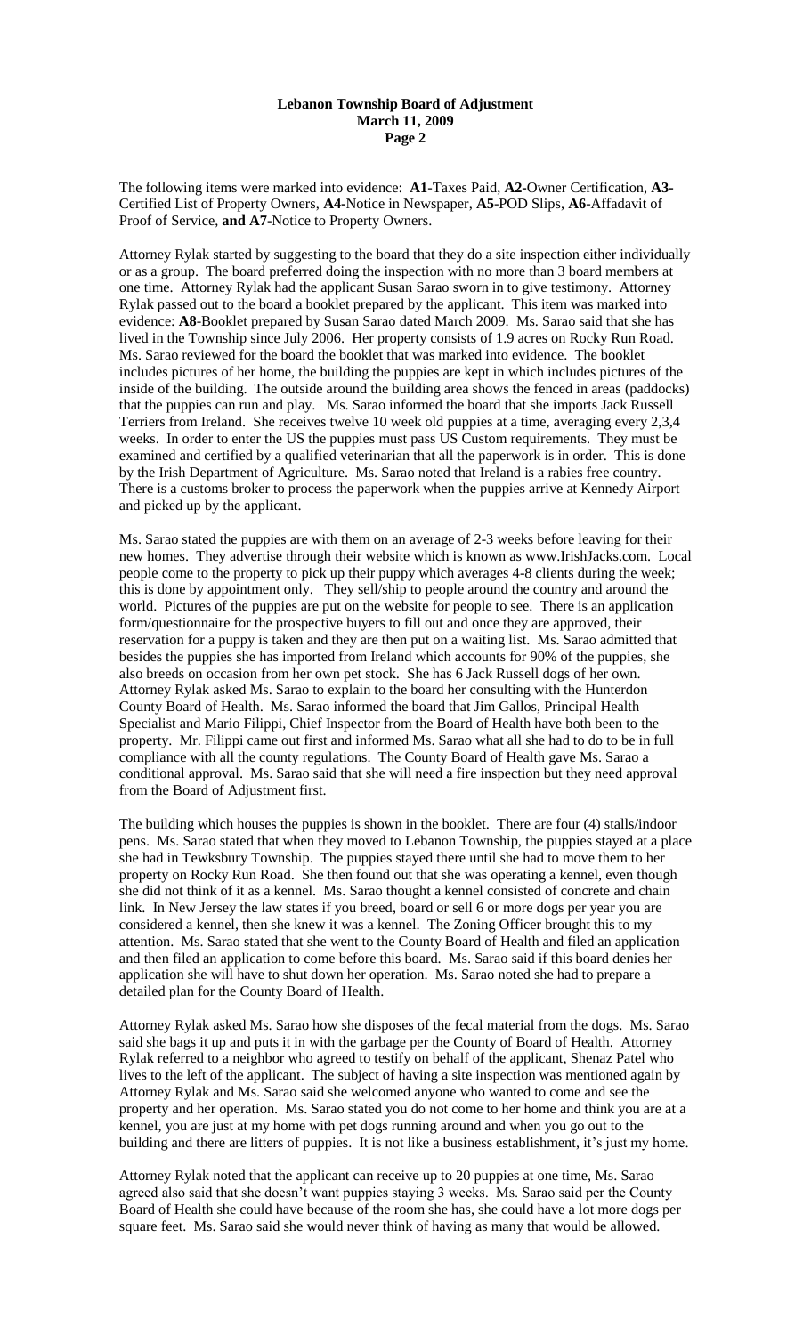The following items were marked into evidence: **A1**-Taxes Paid, **A2-**Owner Certification, **A3-**Certified List of Property Owners, **A4-**Notice in Newspaper, **A5**-POD Slips, **A6**-Affadavit of Proof of Service, **and A7**-Notice to Property Owners.

Attorney Rylak started by suggesting to the board that they do a site inspection either individually or as a group. The board preferred doing the inspection with no more than 3 board members at one time. Attorney Rylak had the applicant Susan Sarao sworn in to give testimony. Attorney Rylak passed out to the board a booklet prepared by the applicant. This item was marked into evidence: **A8**-Booklet prepared by Susan Sarao dated March 2009. Ms. Sarao said that she has lived in the Township since July 2006. Her property consists of 1.9 acres on Rocky Run Road. Ms. Sarao reviewed for the board the booklet that was marked into evidence. The booklet includes pictures of her home, the building the puppies are kept in which includes pictures of the inside of the building. The outside around the building area shows the fenced in areas (paddocks) that the puppies can run and play. Ms. Sarao informed the board that she imports Jack Russell Terriers from Ireland. She receives twelve 10 week old puppies at a time, averaging every 2,3,4 weeks. In order to enter the US the puppies must pass US Custom requirements. They must be examined and certified by a qualified veterinarian that all the paperwork is in order. This is done by the Irish Department of Agriculture. Ms. Sarao noted that Ireland is a rabies free country. There is a customs broker to process the paperwork when the puppies arrive at Kennedy Airport and picked up by the applicant.

Ms. Sarao stated the puppies are with them on an average of 2-3 weeks before leaving for their new homes. They advertise through their website which is known as www.IrishJacks.com. Local people come to the property to pick up their puppy which averages 4-8 clients during the week; this is done by appointment only. They sell/ship to people around the country and around the world. Pictures of the puppies are put on the website for people to see. There is an application form/questionnaire for the prospective buyers to fill out and once they are approved, their reservation for a puppy is taken and they are then put on a waiting list. Ms. Sarao admitted that besides the puppies she has imported from Ireland which accounts for 90% of the puppies, she also breeds on occasion from her own pet stock. She has 6 Jack Russell dogs of her own. Attorney Rylak asked Ms. Sarao to explain to the board her consulting with the Hunterdon County Board of Health. Ms. Sarao informed the board that Jim Gallos, Principal Health Specialist and Mario Filippi, Chief Inspector from the Board of Health have both been to the property. Mr. Filippi came out first and informed Ms. Sarao what all she had to do to be in full compliance with all the county regulations. The County Board of Health gave Ms. Sarao a conditional approval. Ms. Sarao said that she will need a fire inspection but they need approval from the Board of Adjustment first.

The building which houses the puppies is shown in the booklet. There are four (4) stalls/indoor pens. Ms. Sarao stated that when they moved to Lebanon Township, the puppies stayed at a place she had in Tewksbury Township. The puppies stayed there until she had to move them to her property on Rocky Run Road. She then found out that she was operating a kennel, even though she did not think of it as a kennel. Ms. Sarao thought a kennel consisted of concrete and chain link. In New Jersey the law states if you breed, board or sell 6 or more dogs per year you are considered a kennel, then she knew it was a kennel. The Zoning Officer brought this to my attention. Ms. Sarao stated that she went to the County Board of Health and filed an application and then filed an application to come before this board. Ms. Sarao said if this board denies her application she will have to shut down her operation. Ms. Sarao noted she had to prepare a detailed plan for the County Board of Health.

Attorney Rylak asked Ms. Sarao how she disposes of the fecal material from the dogs. Ms. Sarao said she bags it up and puts it in with the garbage per the County of Board of Health. Attorney Rylak referred to a neighbor who agreed to testify on behalf of the applicant, Shenaz Patel who lives to the left of the applicant. The subject of having a site inspection was mentioned again by Attorney Rylak and Ms. Sarao said she welcomed anyone who wanted to come and see the property and her operation. Ms. Sarao stated you do not come to her home and think you are at a kennel, you are just at my home with pet dogs running around and when you go out to the building and there are litters of puppies. It is not like a business establishment, it's just my home.

Attorney Rylak noted that the applicant can receive up to 20 puppies at one time, Ms. Sarao agreed also said that she doesn't want puppies staying 3 weeks. Ms. Sarao said per the County Board of Health she could have because of the room she has, she could have a lot more dogs per square feet. Ms. Sarao said she would never think of having as many that would be allowed.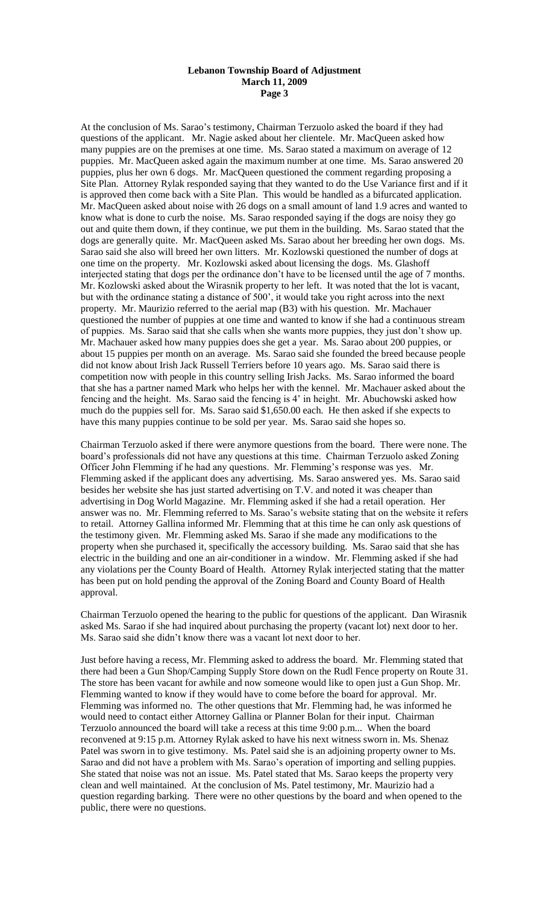At the conclusion of Ms. Sarao's testimony, Chairman Terzuolo asked the board if they had questions of the applicant. Mr. Nagie asked about her clientele. Mr. MacQueen asked how many puppies are on the premises at one time. Ms. Sarao stated a maximum on average of 12 puppies. Mr. MacQueen asked again the maximum number at one time. Ms. Sarao answered 20 puppies, plus her own 6 dogs. Mr. MacQueen questioned the comment regarding proposing a Site Plan. Attorney Rylak responded saying that they wanted to do the Use Variance first and if it is approved then come back with a Site Plan. This would be handled as a bifurcated application. Mr. MacQueen asked about noise with 26 dogs on a small amount of land 1.9 acres and wanted to know what is done to curb the noise. Ms. Sarao responded saying if the dogs are noisy they go out and quite them down, if they continue, we put them in the building. Ms. Sarao stated that the dogs are generally quite. Mr. MacQueen asked Ms. Sarao about her breeding her own dogs. Ms. Sarao said she also will breed her own litters. Mr. Kozlowski questioned the number of dogs at one time on the property. Mr. Kozlowski asked about licensing the dogs. Ms. Glashoff interjected stating that dogs per the ordinance don't have to be licensed until the age of 7 months. Mr. Kozlowski asked about the Wirasnik property to her left. It was noted that the lot is vacant, but with the ordinance stating a distance of 500', it would take you right across into the next property. Mr. Maurizio referred to the aerial map (B3) with his question. Mr. Machauer questioned the number of puppies at one time and wanted to know if she had a continuous stream of puppies. Ms. Sarao said that she calls when she wants more puppies, they just don't show up. Mr. Machauer asked how many puppies does she get a year. Ms. Sarao about 200 puppies, or about 15 puppies per month on an average. Ms. Sarao said she founded the breed because people did not know about Irish Jack Russell Terriers before 10 years ago. Ms. Sarao said there is competition now with people in this country selling Irish Jacks. Ms. Sarao informed the board that she has a partner named Mark who helps her with the kennel. Mr. Machauer asked about the fencing and the height. Ms. Sarao said the fencing is 4' in height. Mr. Abuchowski asked how much do the puppies sell for. Ms. Sarao said $1,650.00 each. He then asked if she expects to have this many puppies continue to be sold per year. Ms. Sarao said she hopes so.

Chairman Terzuolo asked if there were anymore questions from the board. There were none. The board's professionals did not have any questions at this time. Chairman Terzuolo asked Zoning Officer John Flemming if he had any questions. Mr. Flemming's response was yes. Mr. Flemming asked if the applicant does any advertising. Ms. Sarao answered yes. Ms. Sarao said besides her website she has just started advertising on T.V. and noted it was cheaper than advertising in Dog World Magazine. Mr. Flemming asked if she had a retail operation. Her answer was no. Mr. Flemming referred to Ms. Sarao's website stating that on the website it refers to retail. Attorney Gallina informed Mr. Flemming that at this time he can only ask questions of the testimony given. Mr. Flemming asked Ms. Sarao if she made any modifications to the property when she purchased it, specifically the accessory building. Ms. Sarao said that she has electric in the building and one an air-conditioner in a window. Mr. Flemming asked if she had any violations per the County Board of Health. Attorney Rylak interjected stating that the matter has been put on hold pending the approval of the Zoning Board and County Board of Health approval.

Chairman Terzuolo opened the hearing to the public for questions of the applicant. Dan Wirasnik asked Ms. Sarao if she had inquired about purchasing the property (vacant lot) next door to her. Ms. Sarao said she didn't know there was a vacant lot next door to her.

Just before having a recess, Mr. Flemming asked to address the board. Mr. Flemming stated that there had been a Gun Shop/Camping Supply Store down on the Rudl Fence property on Route 31. The store has been vacant for awhile and now someone would like to open just a Gun Shop. Mr. Flemming wanted to know if they would have to come before the board for approval. Mr. Flemming was informed no. The other questions that Mr. Flemming had, he was informed he would need to contact either Attorney Gallina or Planner Bolan for their input. Chairman Terzuolo announced the board will take a recess at this time 9:00 p.m... When the board reconvened at 9:15 p.m. Attorney Rylak asked to have his next witness sworn in. Ms. Shenaz Patel was sworn in to give testimony. Ms. Patel said she is an adjoining property owner to Ms. Sarao and did not have a problem with Ms. Sarao's operation of importing and selling puppies. She stated that noise was not an issue. Ms. Patel stated that Ms. Sarao keeps the property very clean and well maintained. At the conclusion of Ms. Patel testimony, Mr. Maurizio had a question regarding barking. There were no other questions by the board and when opened to the public, there were no questions.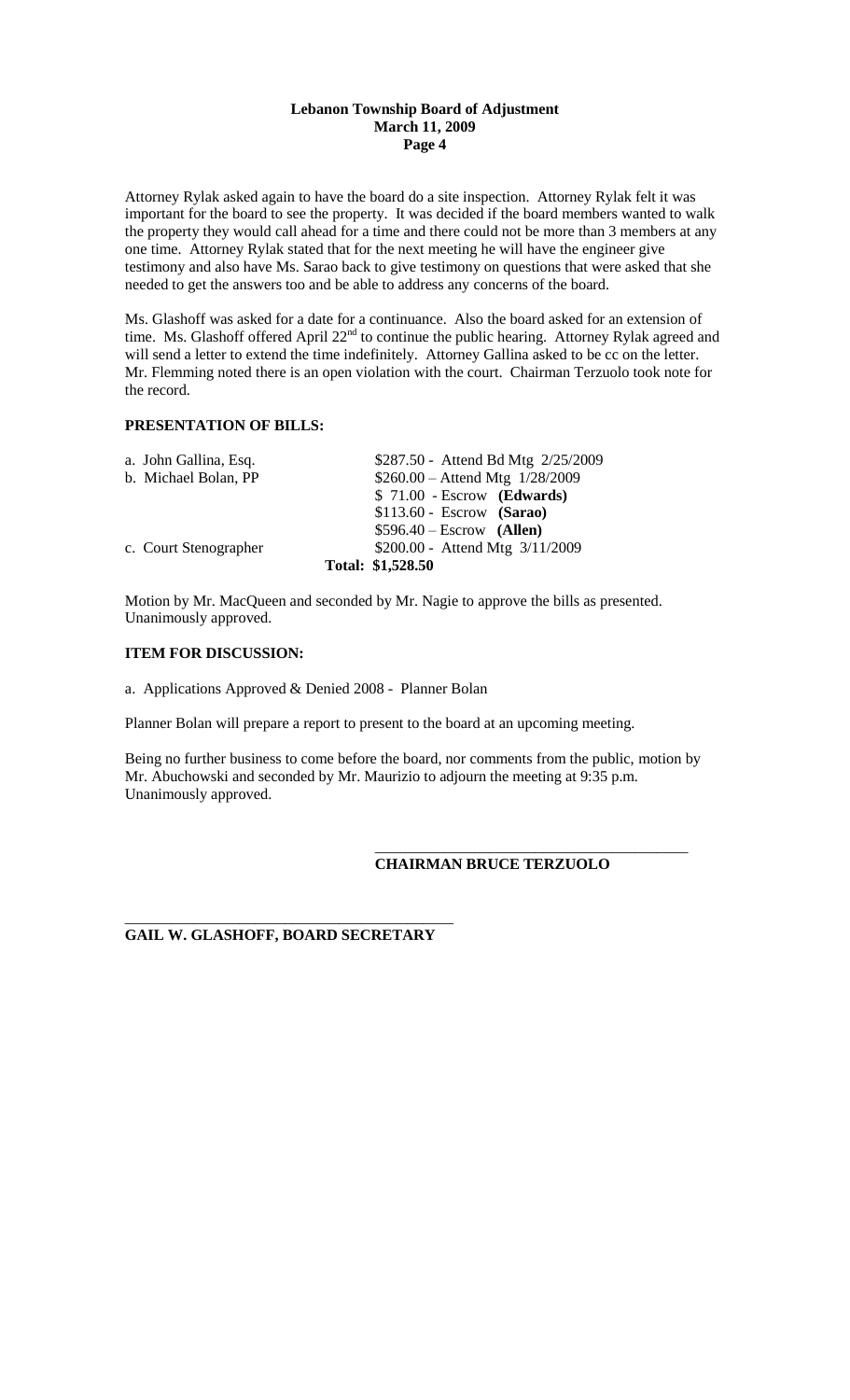Attorney Rylak asked again to have the board do a site inspection. Attorney Rylak felt it was important for the board to see the property. It was decided if the board members wanted to walk the property they would call ahead for a time and there could not be more than 3 members at any one time. Attorney Rylak stated that for the next meeting he will have the engineer give testimony and also have Ms. Sarao back to give testimony on questions that were asked that she needed to get the answers too and be able to address any concerns of the board.

Ms. Glashoff was asked for a date for a continuance. Also the board asked for an extension of time. Ms. Glashoff offered April 22nd to continue the public hearing. Attorney Rylak agreed and will send a letter to extend the time indefinitely. Attorney Gallina asked to be cc on the letter. Mr. Flemming noted there is an open violation with the court. Chairman Terzuolo took note for the record.

**PRESENTATION OF BILLS:**

| | |
|---|---|
| a. John Gallina, Esq. | $287.50 - Attend Bd Mtg 2/25/2009 |
| b. Michael Bolan, PP | $260.00 – Attend Mtg 1/28/2009 |
| | $ 71.00 - Escrow **(Edwards)** |
| | $113.60 - Escrow **(Sarao)** |
| | $596.40 – Escrow **(Allen)** |
| c. Court Stenographer | $200.00 - Attend Mtg 3/11/2009 |
| | **Total: $1,528.50** |

Motion by Mr. MacQueen and seconded by Mr. Nagie to approve the bills as presented. Unanimously approved.

**ITEM FOR DISCUSSION:**

a. Applications Approved & Denied 2008 - Planner Bolan

Planner Bolan will prepare a report to present to the board at an upcoming meeting.

Being no further business to come before the board, nor comments from the public, motion by Mr. Abuchowski and seconded by Mr. Maurizio to adjourn the meeting at 9:35 p.m. Unanimously approved.

\_\_\_\_\_\_\_\_\_\_\_\_\_\_\_\_\_\_\_\_\_\_\_\_\_\_\_\_\_\_\_\_\_\_\_\_\_\_\_\_\_

**CHAIRMAN BRUCE TERZUOLO**

\_\_\_\_\_\_\_\_\_\_\_\_\_\_\_\_\_\_\_\_\_\_\_\_\_\_\_\_\_\_\_\_\_\_\_\_\_\_\_\_\_

**GAIL W. GLASHOFF, BOARD SECRETARY**